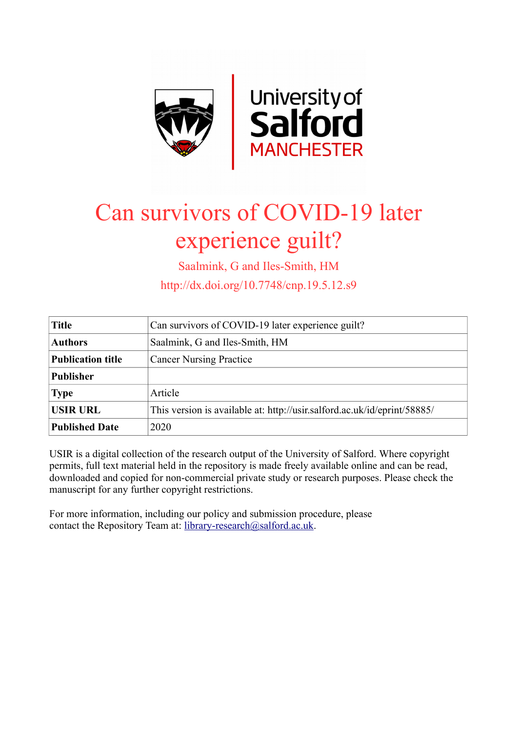University of Salford MANCHESTER

# Can survivors of COVID-19 later experience guilt?

Saalmink, G and Iles-Smith, HM

http://dx.doi.org/10.7748/cnp.19.5.12.s9

| | |
|---|---|
| **Title** | Can survivors of COVID-19 later experience guilt? |
| **Authors** | Saalmink, G and Iles-Smith, HM |
| **Publication title** | Cancer Nursing Practice |
| **Publisher** | |
| **Type** | Article |
| **USIR URL** | This version is available at: http://usir.salford.ac.uk/id/eprint/58885/ |
| **Published Date** | 2020 |

USIR is a digital collection of the research output of the University of Salford. Where copyright permits, full text material held in the repository is made freely available online and can be read, downloaded and copied for non-commercial private study or research purposes. Please check the manuscript for any further copyright restrictions.

For more information, including our policy and submission procedure, please contact the Repository Team at: library-research@salford.ac.uk.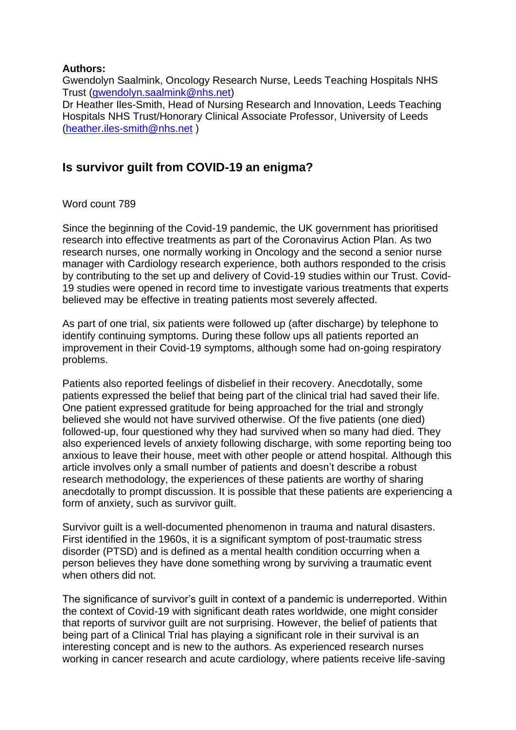**Authors:**
Gwendolyn Saalmink, Oncology Research Nurse, Leeds Teaching Hospitals NHS Trust (gwendolyn.saalmink@nhs.net)
Dr Heather Iles-Smith, Head of Nursing Research and Innovation, Leeds Teaching Hospitals NHS Trust/Honorary Clinical Associate Professor, University of Leeds (heather.iles-smith@nhs.net )

## Is survivor guilt from COVID-19 an enigma?

Word count 789

Since the beginning of the Covid-19 pandemic, the UK government has prioritised research into effective treatments as part of the Coronavirus Action Plan. As two research nurses, one normally working in Oncology and the second a senior nurse manager with Cardiology research experience, both authors responded to the crisis by contributing to the set up and delivery of Covid-19 studies within our Trust. Covid-19 studies were opened in record time to investigate various treatments that experts believed may be effective in treating patients most severely affected.

As part of one trial, six patients were followed up (after discharge) by telephone to identify continuing symptoms. During these follow ups all patients reported an improvement in their Covid-19 symptoms, although some had on-going respiratory problems.

Patients also reported feelings of disbelief in their recovery. Anecdotally, some patients expressed the belief that being part of the clinical trial had saved their life. One patient expressed gratitude for being approached for the trial and strongly believed she would not have survived otherwise. Of the five patients (one died) followed-up, four questioned why they had survived when so many had died. They also experienced levels of anxiety following discharge, with some reporting being too anxious to leave their house, meet with other people or attend hospital. Although this article involves only a small number of patients and doesn't describe a robust research methodology, the experiences of these patients are worthy of sharing anecdotally to prompt discussion. It is possible that these patients are experiencing a form of anxiety, such as survivor guilt.

Survivor guilt is a well-documented phenomenon in trauma and natural disasters. First identified in the 1960s, it is a significant symptom of post-traumatic stress disorder (PTSD) and is defined as a mental health condition occurring when a person believes they have done something wrong by surviving a traumatic event when others did not.

The significance of survivor's guilt in context of a pandemic is underreported. Within the context of Covid-19 with significant death rates worldwide, one might consider that reports of survivor guilt are not surprising. However, the belief of patients that being part of a Clinical Trial has playing a significant role in their survival is an interesting concept and is new to the authors. As experienced research nurses working in cancer research and acute cardiology, where patients receive life-saving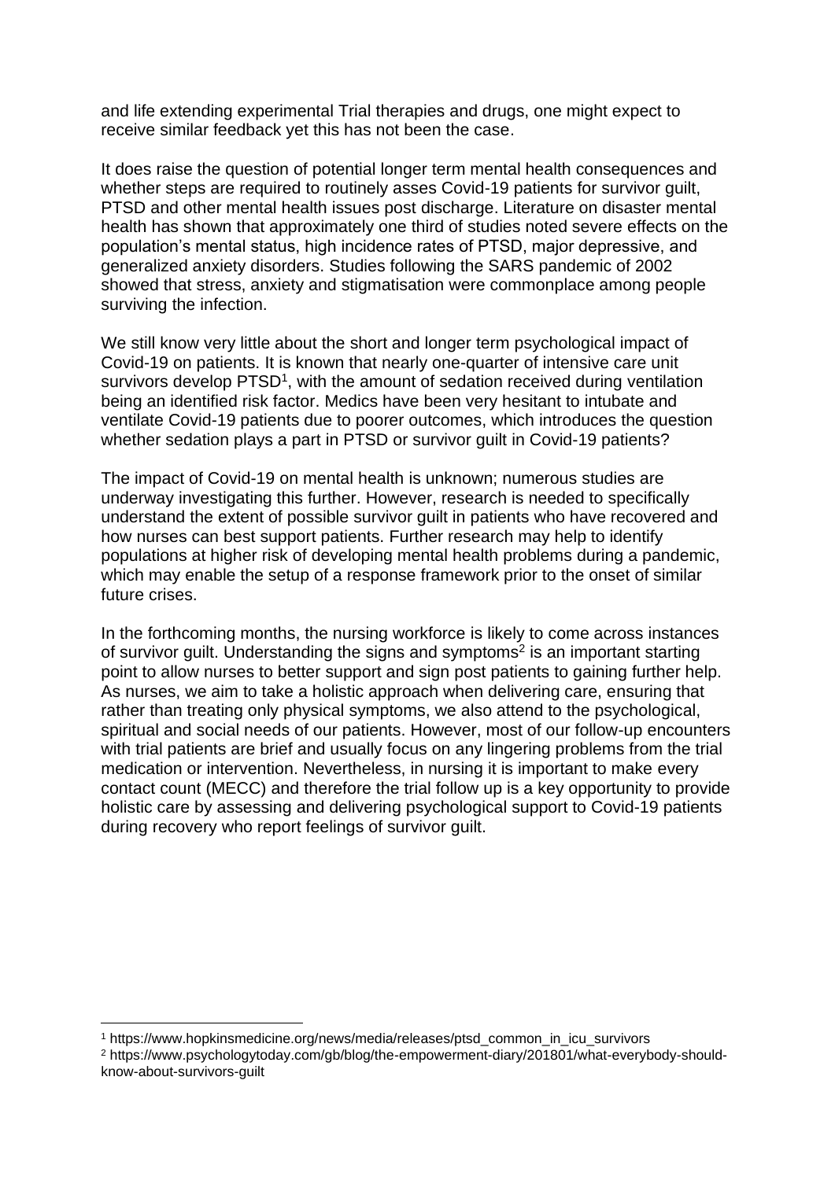and life extending experimental Trial therapies and drugs, one might expect to receive similar feedback yet this has not been the case.

It does raise the question of potential longer term mental health consequences and whether steps are required to routinely asses Covid-19 patients for survivor guilt, PTSD and other mental health issues post discharge. Literature on disaster mental health has shown that approximately one third of studies noted severe effects on the population's mental status, high incidence rates of PTSD, major depressive, and generalized anxiety disorders. Studies following the SARS pandemic of 2002 showed that stress, anxiety and stigmatisation were commonplace among people surviving the infection.

We still know very little about the short and longer term psychological impact of Covid-19 on patients. It is known that nearly one-quarter of intensive care unit survivors develop PTSD[1], with the amount of sedation received during ventilation being an identified risk factor. Medics have been very hesitant to intubate and ventilate Covid-19 patients due to poorer outcomes, which introduces the question whether sedation plays a part in PTSD or survivor guilt in Covid-19 patients?

The impact of Covid-19 on mental health is unknown; numerous studies are underway investigating this further. However, research is needed to specifically understand the extent of possible survivor guilt in patients who have recovered and how nurses can best support patients. Further research may help to identify populations at higher risk of developing mental health problems during a pandemic, which may enable the setup of a response framework prior to the onset of similar future crises.

In the forthcoming months, the nursing workforce is likely to come across instances of survivor guilt. Understanding the signs and symptoms[2] is an important starting point to allow nurses to better support and sign post patients to gaining further help. As nurses, we aim to take a holistic approach when delivering care, ensuring that rather than treating only physical symptoms, we also attend to the psychological, spiritual and social needs of our patients. However, most of our follow-up encounters with trial patients are brief and usually focus on any lingering problems from the trial medication or intervention. Nevertheless, in nursing it is important to make every contact count (MECC) and therefore the trial follow up is a key opportunity to provide holistic care by assessing and delivering psychological support to Covid-19 patients during recovery who report feelings of survivor guilt.

---

[1] https://www.hopkinsmedicine.org/news/media/releases/ptsd_common_in_icu_survivors

[2] https://www.psychologytoday.com/gb/blog/the-empowerment-diary/201801/what-everybody-should-know-about-survivors-guilt